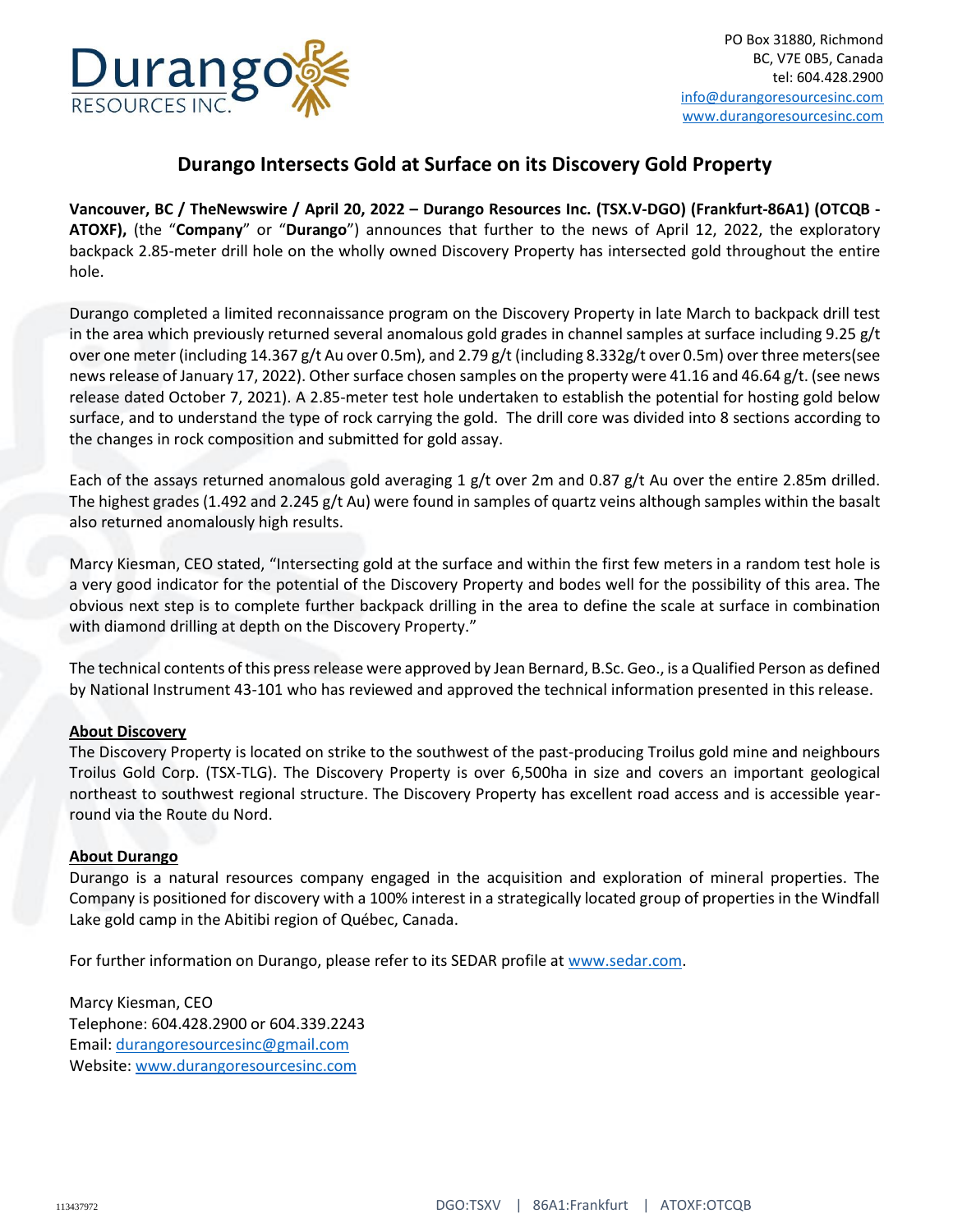PO Box 31880, Richmond
BC, V7E 0B5, Canada
tel: 604.428.2900
info@durangoresourcesinc.com
www.durangoresourcesinc.com

# Durango Intersects Gold at Surface on its Discovery Gold Property

**Vancouver, BC / TheNewswire / April 20, 2022 – Durango Resources Inc. (TSX.V-DGO) (Frankfurt-86A1) (OTCQB - ATOXF),** (the "**Company**" or "**Durango**") announces that further to the news of April 12, 2022, the exploratory backpack 2.85-meter drill hole on the wholly owned Discovery Property has intersected gold throughout the entire hole.

Durango completed a limited reconnaissance program on the Discovery Property in late March to backpack drill test in the area which previously returned several anomalous gold grades in channel samples at surface including 9.25 g/t over one meter (including 14.367 g/t Au over 0.5m), and 2.79 g/t (including 8.332g/t over 0.5m) over three meters(see news release of January 17, 2022). Other surface chosen samples on the property were 41.16 and 46.64 g/t. (see news release dated October 7, 2021). A 2.85-meter test hole undertaken to establish the potential for hosting gold below surface, and to understand the type of rock carrying the gold. The drill core was divided into 8 sections according to the changes in rock composition and submitted for gold assay.

Each of the assays returned anomalous gold averaging 1 g/t over 2m and 0.87 g/t Au over the entire 2.85m drilled. The highest grades (1.492 and 2.245 g/t Au) were found in samples of quartz veins although samples within the basalt also returned anomalously high results.

Marcy Kiesman, CEO stated, "Intersecting gold at the surface and within the first few meters in a random test hole is a very good indicator for the potential of the Discovery Property and bodes well for the possibility of this area. The obvious next step is to complete further backpack drilling in the area to define the scale at surface in combination with diamond drilling at depth on the Discovery Property."

The technical contents of this press release were approved by Jean Bernard, B.Sc. Geo., is a Qualified Person as defined by National Instrument 43-101 who has reviewed and approved the technical information presented in this release.

**About Discovery**

The Discovery Property is located on strike to the southwest of the past-producing Troilus gold mine and neighbours Troilus Gold Corp. (TSX-TLG). The Discovery Property is over 6,500ha in size and covers an important geological northeast to southwest regional structure. The Discovery Property has excellent road access and is accessible year-round via the Route du Nord.

**About Durango**

Durango is a natural resources company engaged in the acquisition and exploration of mineral properties. The Company is positioned for discovery with a 100% interest in a strategically located group of properties in the Windfall Lake gold camp in the Abitibi region of Québec, Canada.

For further information on Durango, please refer to its SEDAR profile at www.sedar.com.

Marcy Kiesman, CEO
Telephone: 604.428.2900 or 604.339.2243
Email: durangoresourcesinc@gmail.com
Website: www.durangoresourcesinc.com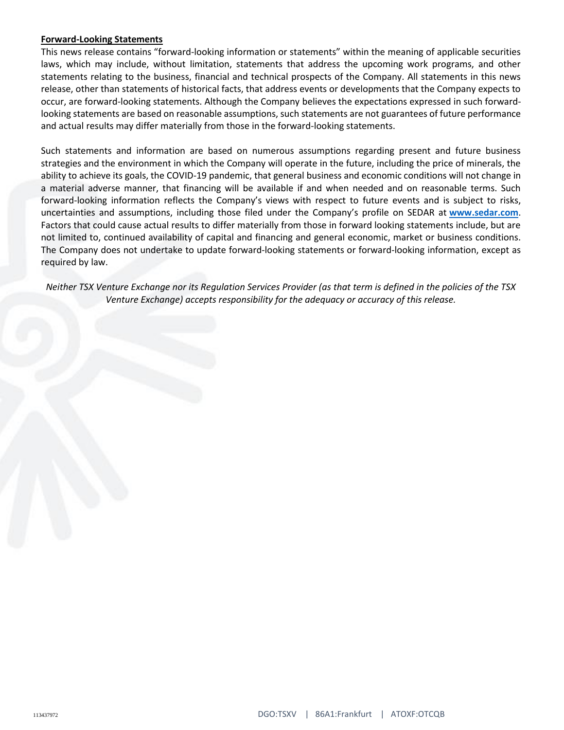**Forward-Looking Statements**

This news release contains "forward-looking information or statements" within the meaning of applicable securities laws, which may include, without limitation, statements that address the upcoming work programs, and other statements relating to the business, financial and technical prospects of the Company. All statements in this news release, other than statements of historical facts, that address events or developments that the Company expects to occur, are forward-looking statements. Although the Company believes the expectations expressed in such forward-looking statements are based on reasonable assumptions, such statements are not guarantees of future performance and actual results may differ materially from those in the forward-looking statements.

Such statements and information are based on numerous assumptions regarding present and future business strategies and the environment in which the Company will operate in the future, including the price of minerals, the ability to achieve its goals, the COVID-19 pandemic, that general business and economic conditions will not change in a material adverse manner, that financing will be available if and when needed and on reasonable terms. Such forward-looking information reflects the Company's views with respect to future events and is subject to risks, uncertainties and assumptions, including those filed under the Company's profile on SEDAR at **www.sedar.com**. Factors that could cause actual results to differ materially from those in forward looking statements include, but are not limited to, continued availability of capital and financing and general economic, market or business conditions. The Company does not undertake to update forward-looking statements or forward-looking information, except as required by law.

*Neither TSX Venture Exchange nor its Regulation Services Provider (as that term is defined in the policies of the TSX Venture Exchange) accepts responsibility for the adequacy or accuracy of this release.*

113437972